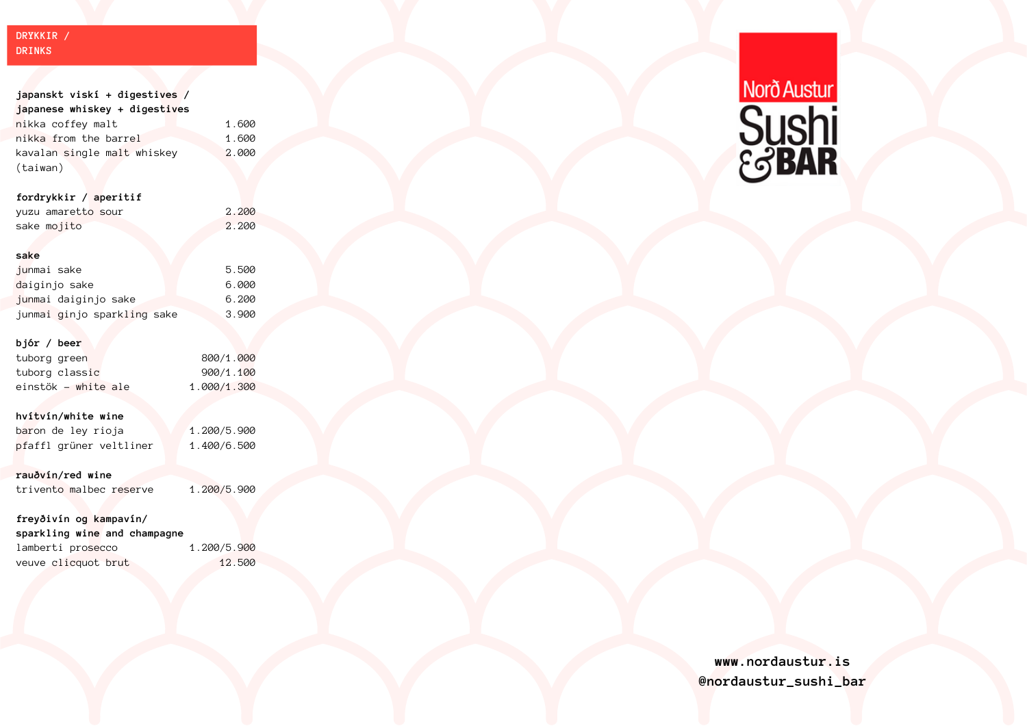# DRYKKIR / DRINKS

**japanskt viskí + digestives / japanese whiskey + digestives**

| | |
|---|---|
| nikka coffey malt | 1.600 |
| nikka from the barrel | 1.600 |
| kavalan single malt whiskey (taiwan) | 2.000 |

**fordrykkir / aperitif**

| | |
|---|---|
| yuzu amaretto sour | 2.200 |
| sake mojito | 2.200 |

**sake**

| | |
|---|---|
| junmai sake | 5.500 |
| daiginjo sake | 6.000 |
| junmai daiginjo sake | 6.200 |
| junmai ginjo sparkling sake | 3.900 |

**bjór / beer**

| | |
|---|---|
| tuborg green | 800/1.000 |
| tuborg classic | 900/1.100 |
| einstök - white ale | 1.000/1.300 |

**hvítvín/white wine**

| | |
|---|---|
| baron de ley rioja | 1.200/5.900 |
| pfaffl grüner veltliner | 1.400/6.500 |

**rauðvín/red wine**

| | |
|---|---|
| trivento malbec reserve | 1.200/5.900 |

**freyðivín og kampavín/ sparkling wine and champagne**

| | |
|---|---|
| lamberti prosecco | 1.200/5.900 |
| veuve clicquot brut | 12.500 |

Norð Austur Sushi & BAR

**www.nordaustur.is**
**@nordaustur_sushi_bar**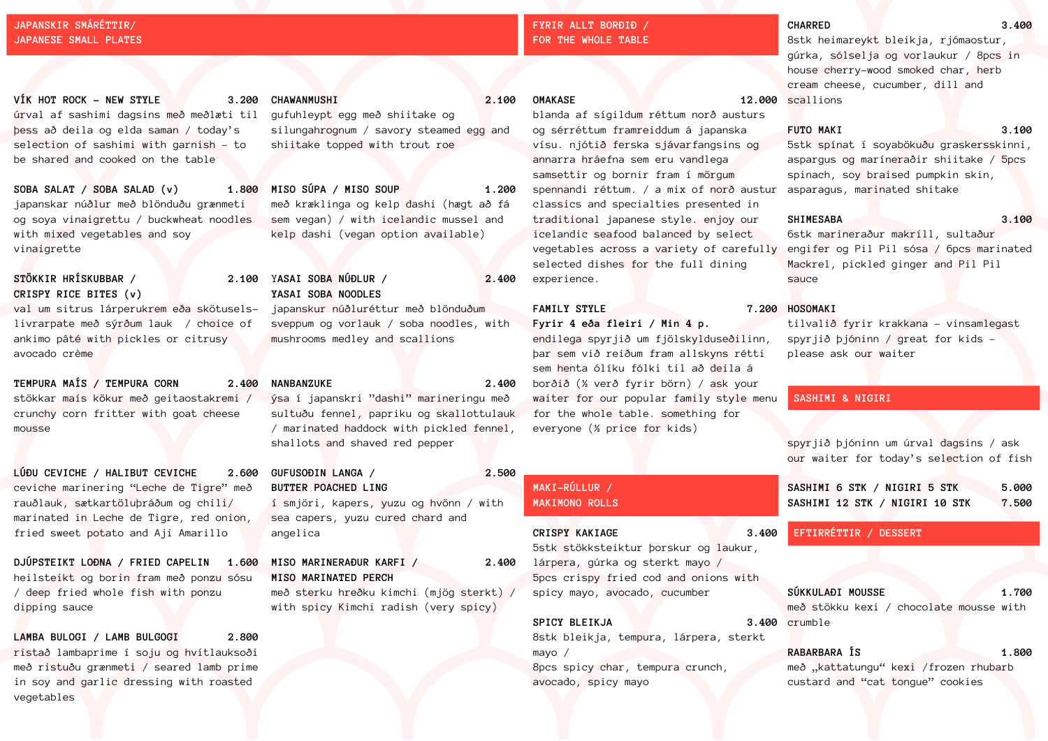## JAPANSKIR SMÁRÉTTIR/ JAPANESE SMALL PLATES

**VÍK HOT ROCK – NEW STYLE** 3.200
úrval af sashimi dagsins með meðlæti til þess að deila og elda saman / today's selection of sashimi with garnish – to be shared and cooked on the table

**SOBA SALAT / SOBA SALAD (v)** 1.800
japanskar núðlur með blönduðu grænmeti og soya vinaigrettu / buckwheat noodles with mixed vegetables and soy vinaigrette

**STÖKKIR HRÍSKUBBAR / CRISPY RICE BITES (v)** 2.100
val um sitrus lárperukrem eða skötusels-livrarpate með sýrðum lauk / choice of ankimo pâté with pickles or citrusy avocado crème

**TEMPURA MAÍS / TEMPURA CORN** 2.400
stökkar maís kökur með geitaostakremi / crunchy corn fritter with goat cheese mousse

**LÚÐU CEVICHE / HALIBUT CEVICHE** 2.600
ceviche marinering "Leche de Tigre" með rauðlauk, sætkartöfluþráðum og chili/ marinated in Leche de Tigre, red onion, fried sweet potato and Aji Amarillo

**DJÚPSTEIKT LOÐNA / FRIED CAPELIN** 1.600
heilsteikt og borin fram með ponzu sósu / deep fried whole fish with ponzu dipping sauce

**LAMBA BULOGI / LAMB BULGOGI** 2.800
ristað lambaprime í soju og hvítlauksoði með ristuðu grænmeti / seared lamb prime in soy and garlic dressing with roasted vegetables

**CHAWANMUSHI** 2.100
gufuhleypt egg með shiitake og silungahrognum / savory steamed egg and shiitake topped with trout roe

**MISO SÚPA / MISO SOUP** 1.200
með kræklinga og kelp dashi (hægt að fá sem vegan) / with icelandic mussel and kelp dashi (vegan option available)

**YASAI SOBA NÚÐLUR / YASAI SOBA NOODLES** 2.400
japanskur núðluréttur með blönduðum sveppum og vorlauk / soba noodles, with mushrooms medley and scallions

**NANBANZUKE** 2.400
ýsa í japanskri "dashi" marineringu með sultuðu fennel, papriku og skallottulauk / marinated haddock with pickled fennel, shallots and shaved red pepper

**GUFUSOÐIN LANGA / BUTTER POACHED LING** 2.500
í smjöri, kapers, yuzu og hvönn / with sea capers, yuzu cured chard and angelica

**MISO MARINERAÐUR KARFI / MISO MARINATED PERCH** 2.400
með sterku hreðku kimchi (mjög sterkt) / with spicy Kimchi radish (very spicy)

## FYRIR ALLT BORÐIÐ / FOR THE WHOLE TABLE

**OMAKASE** 12.000
blanda af sígildum réttum norð austurs og sérréttum framreiddum á japanska vísu. njótið ferska sjávarfangsins og annarra hráefna sem eru vandlega samsettir og bornir fram í mörgum spennandi réttum. / a mix of norð austur classics and specialties presented in traditional japanese style. enjoy our icelandic seafood balanced by select vegetables across a variety of carefully selected dishes for the full dining experience.

**FAMILY STYLE** 7.200
**Fyrir 4 eða fleiri / Min 4 p.**
endilega spyrjið um fjölskylduseðilinn, þar sem við reiðum fram allskyns rétti sem henta ólíku fólki til að deila á borðið (½ verð fyrir börn) / ask your waiter for our popular family style menu for the whole table. something for everyone (½ price for kids)

## MAKI-RÚLLUR / MAKIMONO ROLLS

**CRISPY KAKIAGE** 3.400
5stk stökksteiktur þorskur og laukur, lárpera, gúrka og sterkt mayo / 5pcs crispy fried cod and onions with spicy mayo, avocado, cucumber

**SPICY BLEIKJA** 3.400
8stk bleikja, tempura, lárpera, sterkt mayo / 8pcs spicy char, tempura crunch, avocado, spicy mayo

**CHARRED** 3.400
8stk heimareykt bleikja, rjómaostur, gúrka, sólselja og vorlaukur / 8pcs in house cherry-wood smoked char, herb cream cheese, cucumber, dill and scallions

**FUTO MAKI** 3.100
5stk spínat í soyabökuðu graskersskinni, aspargus og maríneraðir shiitake / 5pcs spinach, soy braised pumpkin skin, asparagus, marinated shitake

**SHIMESABA** 3.100
6stk marineraður makríll, sultaður engifer og Pil Pil sósa / 6pcs marinated Mackrel, pickled ginger and Pil Pil sauce

**HOSOMAKI**
tilvalið fyrir krakkana – vinsamlegast spyrjið þjóninn / great for kids – please ask our waiter

## SASHIMI & NIGIRI

spyrjið þjóninn um úrval dagsins / ask our waiter for today's selection of fish

**SASHIMI 6 STK / NIGIRI 5 STK** 5.000
**SASHIMI 12 STK / NIGIRI 10 STK** 7.500

## EFTIRRÉTTIR / DESSERT

**SÚKKULAÐI MOUSSE** 1.700
með stökku kexi / chocolate mousse with crumble

**RABARBARA ÍS** 1.800
með „kattatungu" kexi /frozen rhubarb custard and "cat tongue" cookies